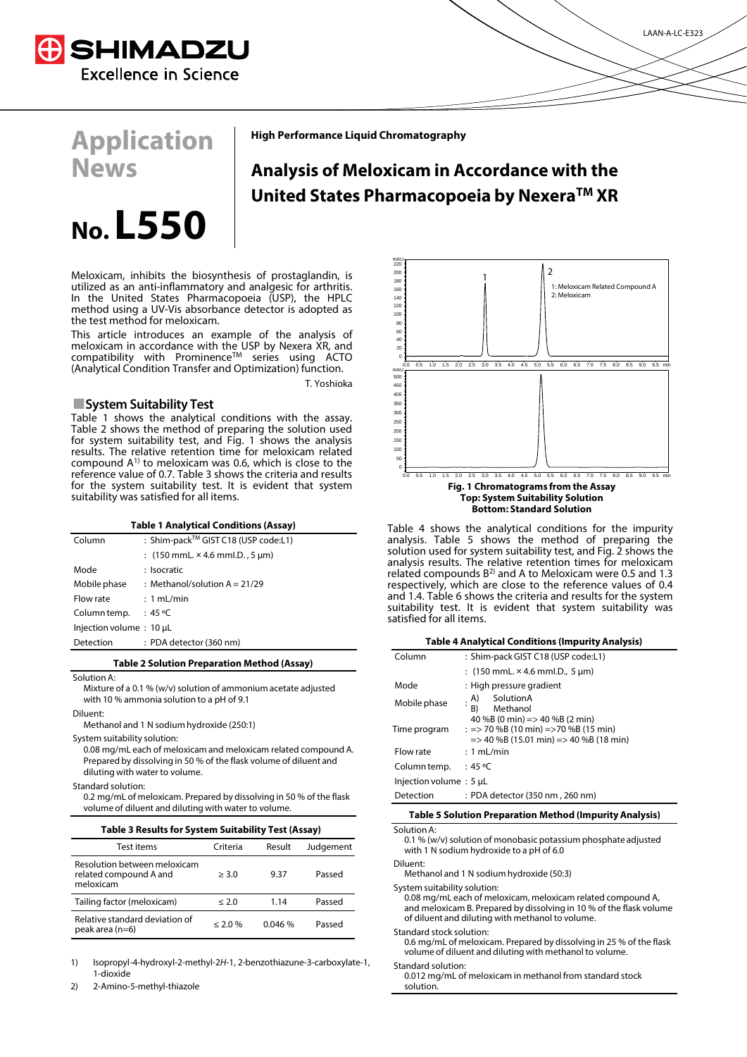# Application News

## No. L550

**High Performance Liquid Chromatography**

# Analysis of Meloxicam in Accordance with the United States Pharmacopoeia by Nexera™ XR

Meloxicam, inhibits the biosynthesis of prostaglandin, is utilized as an anti-inflammatory and analgesic for arthritis. In the United States Pharmacopoeia (USP), the HPLC method using a UV-Vis absorbance detector is adopted as the test method for meloxicam.

This article introduces an example of the analysis of meloxicam in accordance with the USP by Nexera XR, and compatibility with Prominence™ series using ACTO (Analytical Condition Transfer and Optimization) function.

T. Yoshioka

## ■ System Suitability Test

Table 1 shows the analytical conditions with the assay. Table 2 shows the method of preparing the solution used for system suitability test, and Fig. 1 shows the analysis results. The relative retention time for meloxicam related compound A[1] to meloxicam was 0.6, which is close to the reference value of 0.7. Table 3 shows the criteria and results for the system suitability test. It is evident that system suitability was satisfied for all items.

**Table 1 Analytical Conditions (Assay)**

| | |
|---|---|
| Column | : Shim-pack™ GIST C18 (USP code:L1) |
| | : (150 mmL. × 4.6 mmI.D., 5 μm) |
| Mode | : Isocratic |
| Mobile phase | : Methanol/solution A = 21/29 |
| Flow rate | : 1 mL/min |
| Column temp. | : 45 ºC |
| Injection volume | : 10 μL |
| Detection | : PDA detector (360 nm) |

**Table 2 Solution Preparation Method (Assay)**

Solution A:
Mixture of a 0.1 % (w/v) solution of ammonium acetate adjusted with 10 % ammonia solution to a pH of 9.1

Diluent:
Methanol and 1 N sodium hydroxide (250:1)

System suitability solution:
0.08 mg/mL each of meloxicam and meloxicam related compound A. Prepared by dissolving in 50 % of the flask volume of diluent and diluting with water to volume.

Standard solution:
0.2 mg/mL of meloxicam. Prepared by dissolving in 50 % of the flask volume of diluent and diluting with water to volume.

**Table 3 Results for System Suitability Test (Assay)**

| Test items | Criteria | Result | Judgement |
|---|---|---|---|
| Resolution between meloxicam related compound A and meloxicam | ≥ 3.0 | 9.37 | Passed |
| Tailing factor (meloxicam) | ≤ 2.0 | 1.14 | Passed |
| Relative standard deviation of peak area (n=6) | ≤ 2.0 % | 0.046 % | Passed |

1) Isopropyl-4-hydroxyl-2-methyl-2*H*-1, 2-benzothiazune-3-carboxylate-1, 1-dioxide

2) 2-Amino-5-methyl-thiazole

**Fig. 1 Chromatograms from the Assay**
**Top: System Suitability Solution**
**Bottom: Standard Solution**

1: Meloxicam Related Compound A
2: Meloxicam

Table 4 shows the analytical conditions for the impurity analysis. Table 5 shows the method of preparing the solution used for system suitability test, and Fig. 2 shows the analysis results. The relative retention times for meloxicam related compounds B[2] and A to Meloxicam were 0.5 and 1.3 respectively, which are close to the reference values of 0.4 and 1.4. Table 6 shows the criteria and results for the system suitability test. It is evident that system suitability was satisfied for all items.

**Table 4 Analytical Conditions (Impurity Analysis)**

| | |
|---|---|
| Column | : Shim-pack GIST C18 (USP code:L1) |
| | : (150 mmL. × 4.6 mmI.D., 5 μm) |
| Mode | : High pressure gradient |
| Mobile phase | : A) SolutionA<br>B) Methanol |
| Time program | : 40 %B (0 min) => 40 %B (2 min)<br>=> 70 %B (10 min) =>70 %B (15 min)<br>=> 40 %B (15.01 min) => 40 %B (18 min) |
| Flow rate | : 1 mL/min |
| Column temp. | : 45 ºC |
| Injection volume | : 5 μL |
| Detection | : PDA detector (350 nm , 260 nm) |

**Table 5 Solution Preparation Method (Impurity Analysis)**

Solution A:
0.1 % (w/v) solution of monobasic potassium phosphate adjusted with 1 N sodium hydroxide to a pH of 6.0

Diluent:
Methanol and 1 N sodium hydroxide (50:3)

System suitability solution:
0.08 mg/mL each of meloxicam, meloxicam related compound A, and meloxicam B. Prepared by dissolving in 10 % of the flask volume of diluent and diluting with methanol to volume.

Standard stock solution:
0.6 mg/mL of meloxicam. Prepared by dissolving in 25 % of the flask volume of diluent and diluting with methanol to volume.

Standard solution:
0.012 mg/mL of meloxicam in methanol from standard stock solution.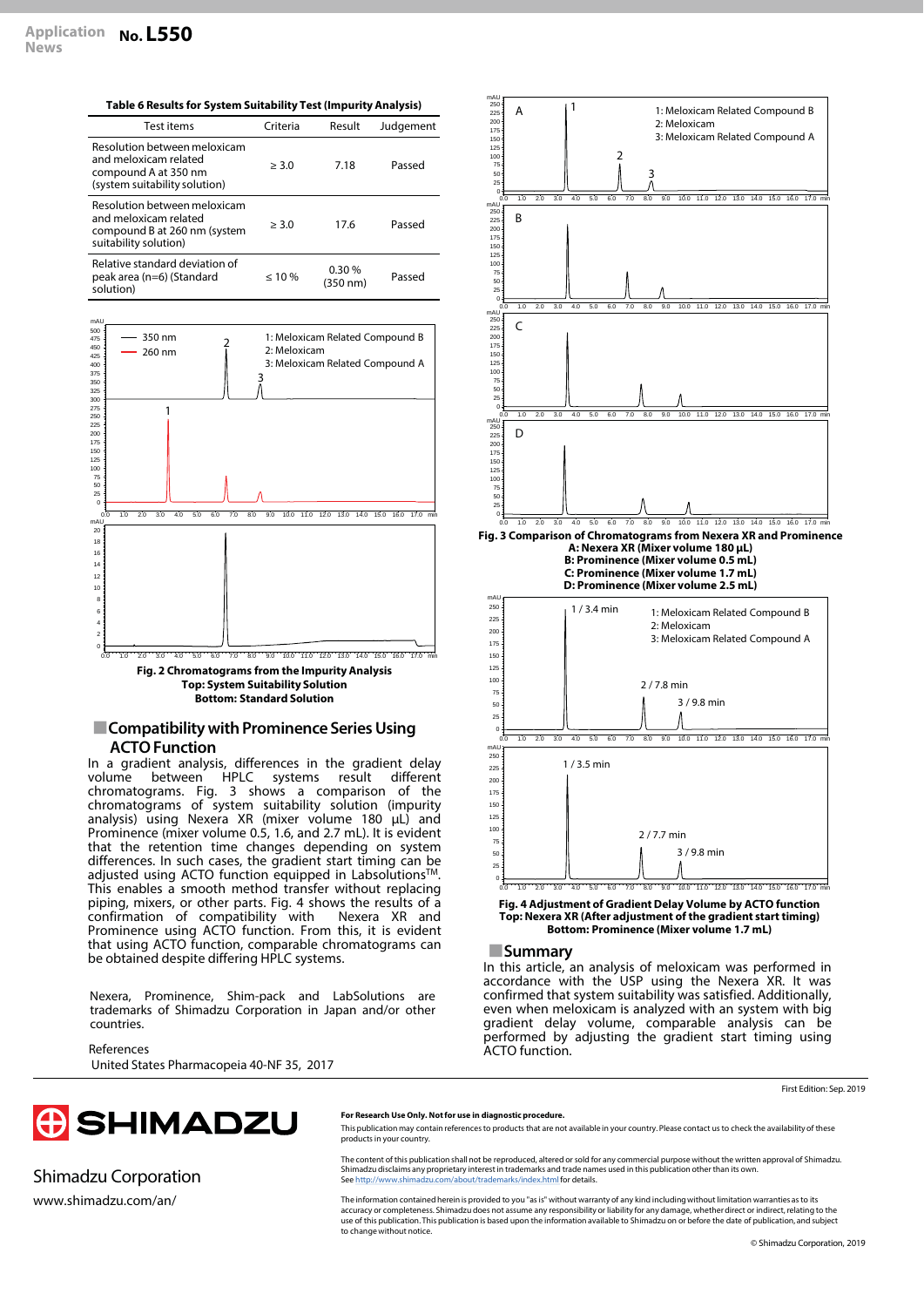Table 6 Results for System Suitability Test (Impurity Analysis)

| Test items | Criteria | Result | Judgement |
|---|---|---|---|
| Resolution between meloxicam and meloxicam related compound A at 350 nm (system suitability solution) | ≥ 3.0 | 7.18 | Passed |
| Resolution between meloxicam and meloxicam related compound B at 260 nm (system suitability solution) | ≥ 3.0 | 17.6 | Passed |
| Relative standard deviation of peak area (n=6) (Standard solution) | ≤ 10 % | 0.30 % (350 nm) | Passed |

350 nm
260 nm
1: Meloxicam Related Compound B
2: Meloxicam
3: Meloxicam Related Compound A

**Fig. 2 Chromatograms from the Impurity Analysis**
**Top: System Suitability Solution**
**Bottom: Standard Solution**

## Compatibility with Prominence Series Using ACTO Function

In a gradient analysis, differences in the gradient delay volume between HPLC systems result different chromatograms. Fig. 3 shows a comparison of chromatograms of system suitability solution (impurity analysis) using Nexera XR (mixer volume 180 µL) and Prominence (mixer volume 0.5, 1.6, and 2.7 mL). It is evident that the retention time changes depending on system differences. In such cases, the gradient start timing can be adjusted using ACTO function equipped in LabsolutionsTM. This enables a smooth method transfer without replacing piping, mixers, or other parts. Fig. 4 shows the results of a confirmation of compatibility with Nexera XR and Prominence using ACTO function. From this, it is evident that using ACTO function, comparable chromatograms can be obtained despite differing HPLC systems.

Nexera, Prominence, Shim-pack and LabSolutions are trademarks of Shimadzu Corporation in Japan and/or other countries.

References
United States Pharmacopeia 40-NF 35, 2017

1: Meloxicam Related Compound B
2: Meloxicam
3: Meloxicam Related Compound A

**Fig. 3 Comparison of Chromatograms from Nexera XR and Prominence**
**A: Nexera XR (Mixer volume 180 µL)**
**B: Prominence (Mixer volume 0.5 mL)**
**C: Prominence (Mixer volume 1.7 mL)**
**D: Prominence (Mixer volume 2.5 mL)**

1 / 3.4 min
2 / 7.8 min
3 / 9.8 min
1 / 3.5 min
2 / 7.7 min
3 / 9.8 min

**Fig. 4 Adjustment of Gradient Delay Volume by ACTO function**
**Top: Nexera XR (After adjustment of the gradient start timing)**
**Bottom: Prominence (Mixer volume 1.7 mL)**

## Summary

In this article, an analysis of meloxicam was performed in accordance with the USP using the Nexera XR. It was confirmed that system suitability was satisfied. Additionally, even when meloxicam is analyzed with an system with big gradient delay volume, comparable analysis can be performed by adjusting the gradient start timing using ACTO function.

First Edition: Sep. 2019

Shimadzu Corporation
www.shimadzu.com/an/

**For Research Use Only. Not for use in diagnostic procedure.**
This publication may contain references to products that are not available in your country. Please contact us to check the availability of these products in your country.

The content of this publication shall not be reproduced, altered or sold for any commercial purpose without the written approval of Shimadzu. Shimadzu disclaims any proprietary interest in trademarks and trade names used in this publication other than its own.
See http://www.shimadzu.com/about/trademarks/index.html for details.

The information contained herein is provided to you "as is" without warranty of any kind including without limitation warranties as to its accuracy or completeness. Shimadzu does not assume any responsibility or liability for any damage, whether direct or indirect, relating to the use of this publication. This publication is based upon the information available to Shimadzu on or before the date of publication, and subject to change without notice.

© Shimadzu Corporation, 2019